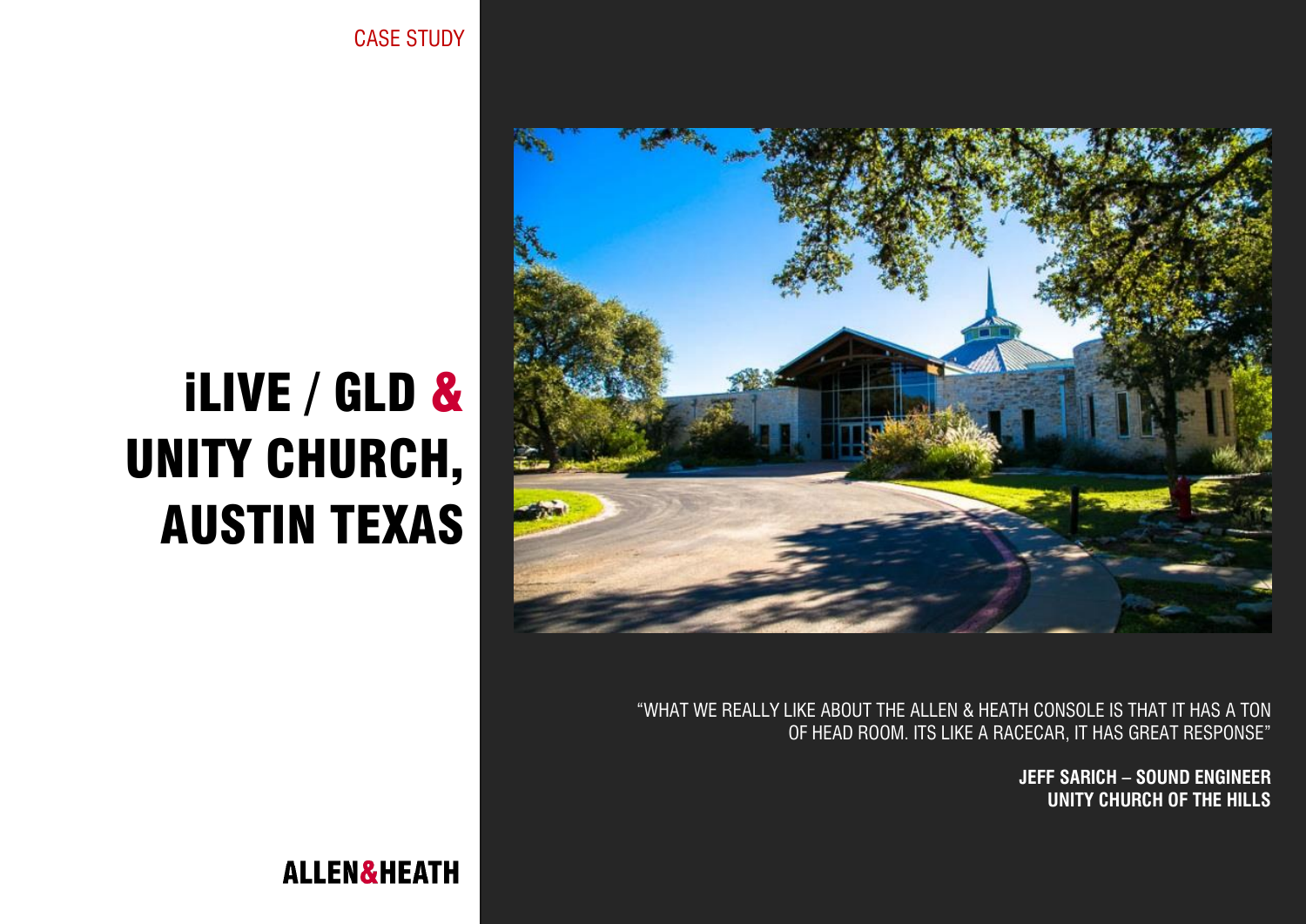CASE STUDY

# iLIVE / GLD & UNITY CHURCH, AUSTIN TEXAS

"WHAT WE REALLY LIKE ABOUT THE ALLEN & HEATH CONSOLE IS THAT IT HAS A TON OF HEAD ROOM. ITS LIKE A RACECAR, IT HAS GREAT RESPONSE"

**JEFF SARICH – SOUND ENGINEER**
**UNITY CHURCH OF THE HILLS**

**ALLEN&HEATH**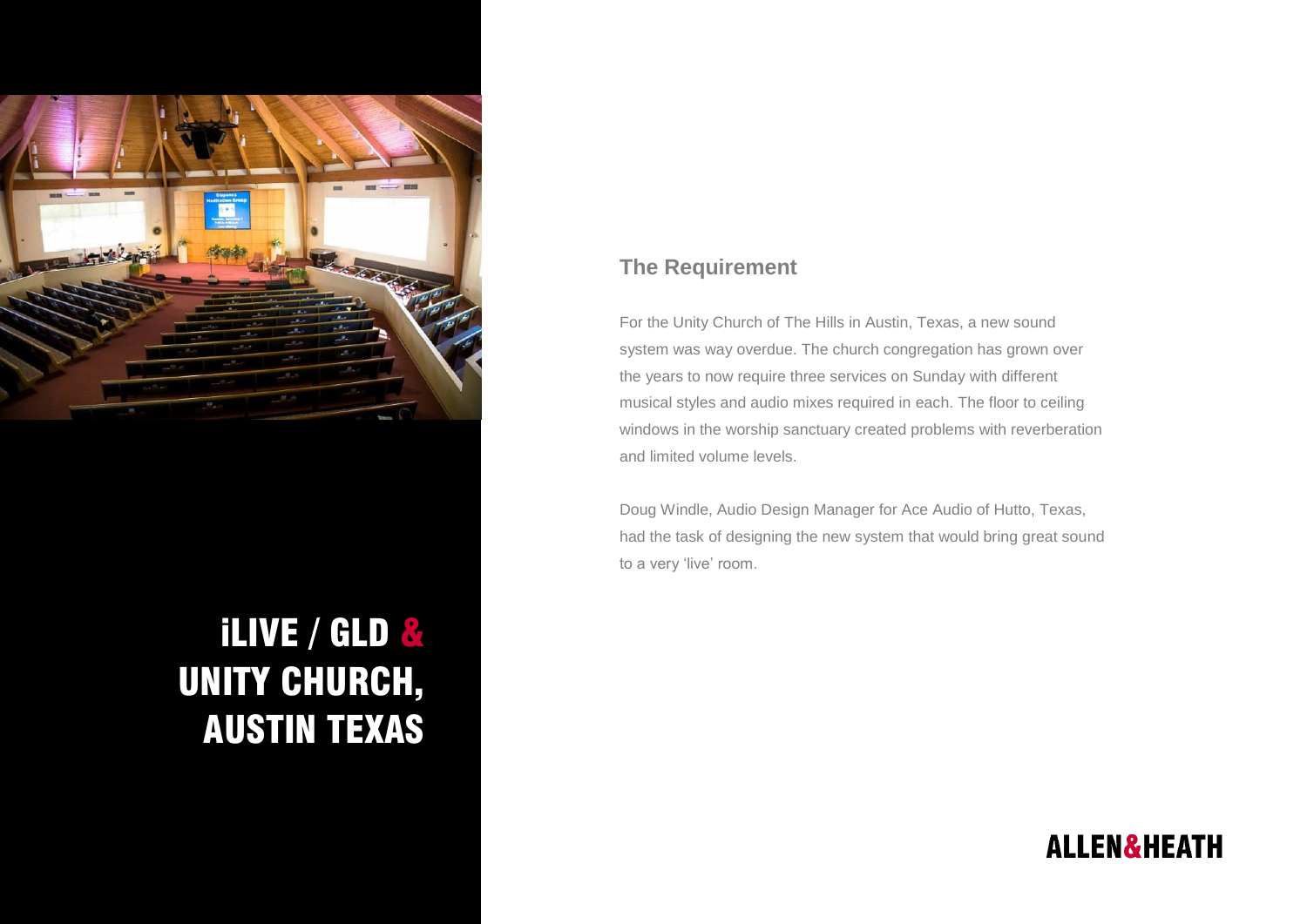# iLIVE / GLD & UNITY CHURCH, AUSTIN TEXAS

## The Requirement

For the Unity Church of The Hills in Austin, Texas, a new sound system was way overdue. The church congregation has grown over the years to now require three services on Sunday with different musical styles and audio mixes required in each. The floor to ceiling windows in the worship sanctuary created problems with reverberation and limited volume levels.

Doug Windle, Audio Design Manager for Ace Audio of Hutto, Texas, had the task of designing the new system that would bring great sound to a very 'live' room.

ALLEN&HEATH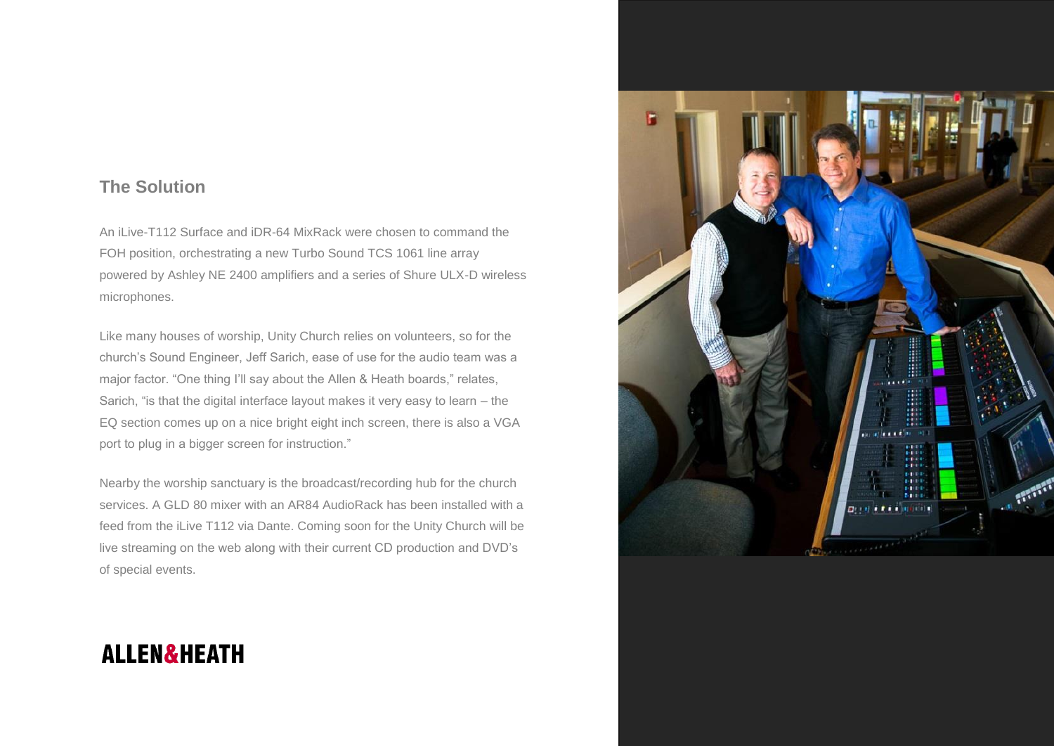## The Solution

An iLive-T112 Surface and iDR-64 MixRack were chosen to command the FOH position, orchestrating a new Turbo Sound TCS 1061 line array powered by Ashley NE 2400 amplifiers and a series of Shure ULX-D wireless microphones.

Like many houses of worship, Unity Church relies on volunteers, so for the church's Sound Engineer, Jeff Sarich, ease of use for the audio team was a major factor. "One thing I'll say about the Allen & Heath boards," relates, Sarich, "is that the digital interface layout makes it very easy to learn – the EQ section comes up on a nice bright eight inch screen, there is also a VGA port to plug in a bigger screen for instruction."

Nearby the worship sanctuary is the broadcast/recording hub for the church services. A GLD 80 mixer with an AR84 AudioRack has been installed with a feed from the iLive T112 via Dante. Coming soon for the Unity Church will be live streaming on the web along with their current CD production and DVD's of special events.

ALLEN&HEATH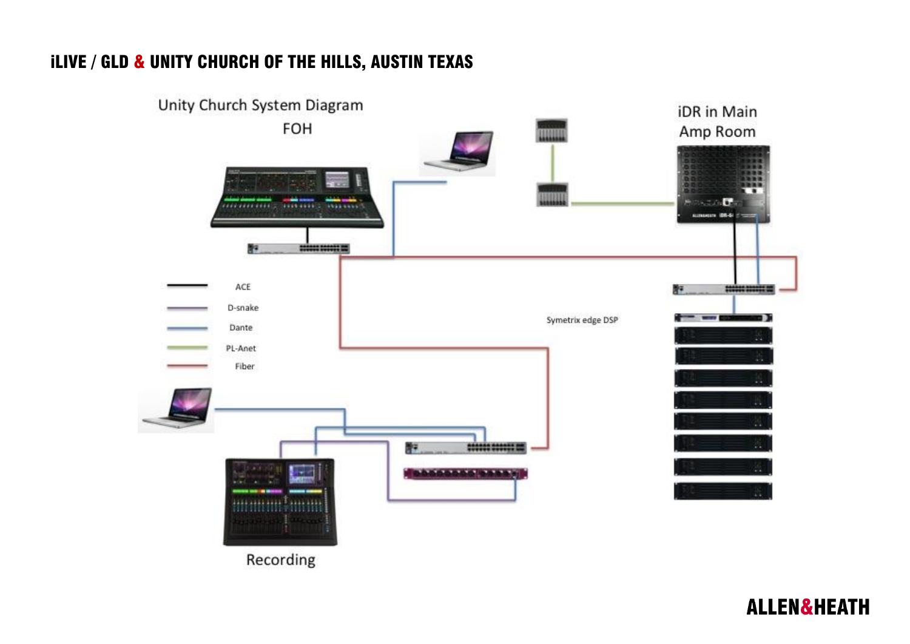# iLIVE / GLD & UNITY CHURCH OF THE HILLS, AUSTIN TEXAS

Unity Church System Diagram

FOH

iDR in Main Amp Room

ACE

D-snake

Dante

PL-Anet

Fiber

Symetrix edge DSP

Recording